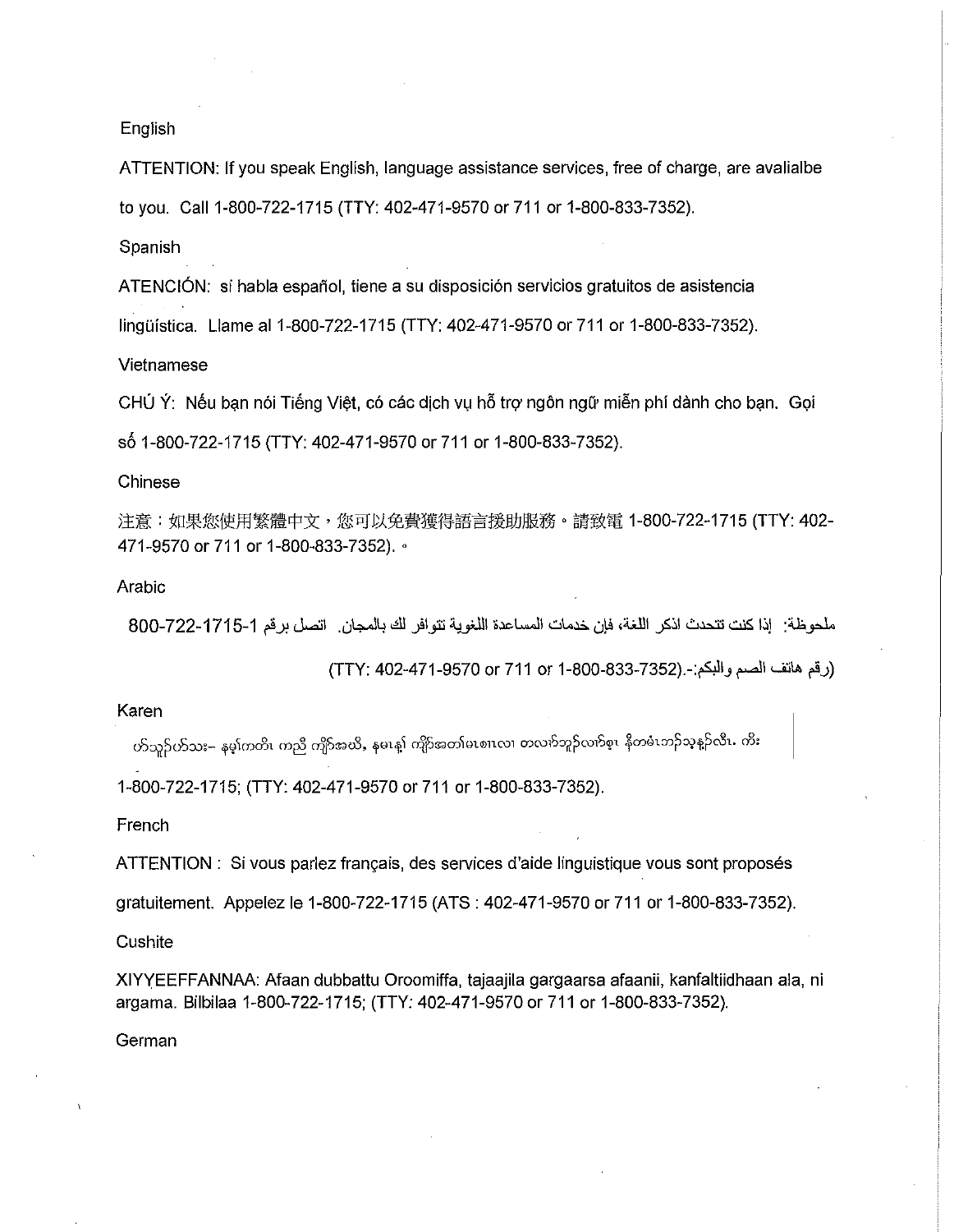English

ATTENTION: If you speak English, language assistance services, free of charge, are avalialbe to you. Call 1-800-722-1715 (TTY: 402-471-9570 or 711 or 1-800-833-7352).

Spanish

ATENCIÓN: si habla español, tiene a su disposición servicios gratuitos de asistencia lingüística. Llame al 1-800-722-1715 (TTY: 402-471-9570 or 711 or 1-800-833-7352).

Vietnamese

CHÚ Ý: Nếu bạn nói Tiếng Việt, có các dịch vụ hỗ trợ ngôn ngữ miễn phí dành cho bạn. Gọi số 1-800-722-1715 (TTY: 402-471-9570 or 711 or 1-800-833-7352).

Chinese

注意：如果您使用繁體中文，您可以免費獲得語言援助服務。請致電 1-800-722-1715 (TTY: 402-471-9570 or 711 or 1-800-833-7352).。

Arabic

ملحوظة: إذا كنت تتحدث اذكر اللغة، فإن خدمات المساعدة اللغوية تتوافر لك بالمجان. اتصل برقم 1-800-722-1715 (رقم هاتف الصم والبكم:- (TTY: 402-471-9570 or 711 or 1-800-833-7352).

Karen

ဟ်သူဉ်ဟ်သး– နမ့ၢ်ကတိၤ ကညီ ကျိာ်အယိ, နမၤန့ၢ် ကျိာ်အတၢ်မၤစၢၤလၢ တလၢာ်ဘူဉ်လၢာ်စ့ၢ နီတမံၤဘဉ်သ့န့ဉ်လီၤ. ကိး 1-800-722-1715; (TTY: 402-471-9570 or 711 or 1-800-833-7352).

French

ATTENTION : Si vous parlez français, des services d'aide linguistique vous sont proposés gratuitement. Appelez le 1-800-722-1715 (ATS : 402-471-9570 or 711 or 1-800-833-7352).

Cushite

XIYYEEFFANNAA: Afaan dubbattu Oroomiffa, tajaajila gargaarsa afaanii, kanfaltiidhaan ala, ni argama. Bilbilaa 1-800-722-1715; (TTY: 402-471-9570 or 711 or 1-800-833-7352).

German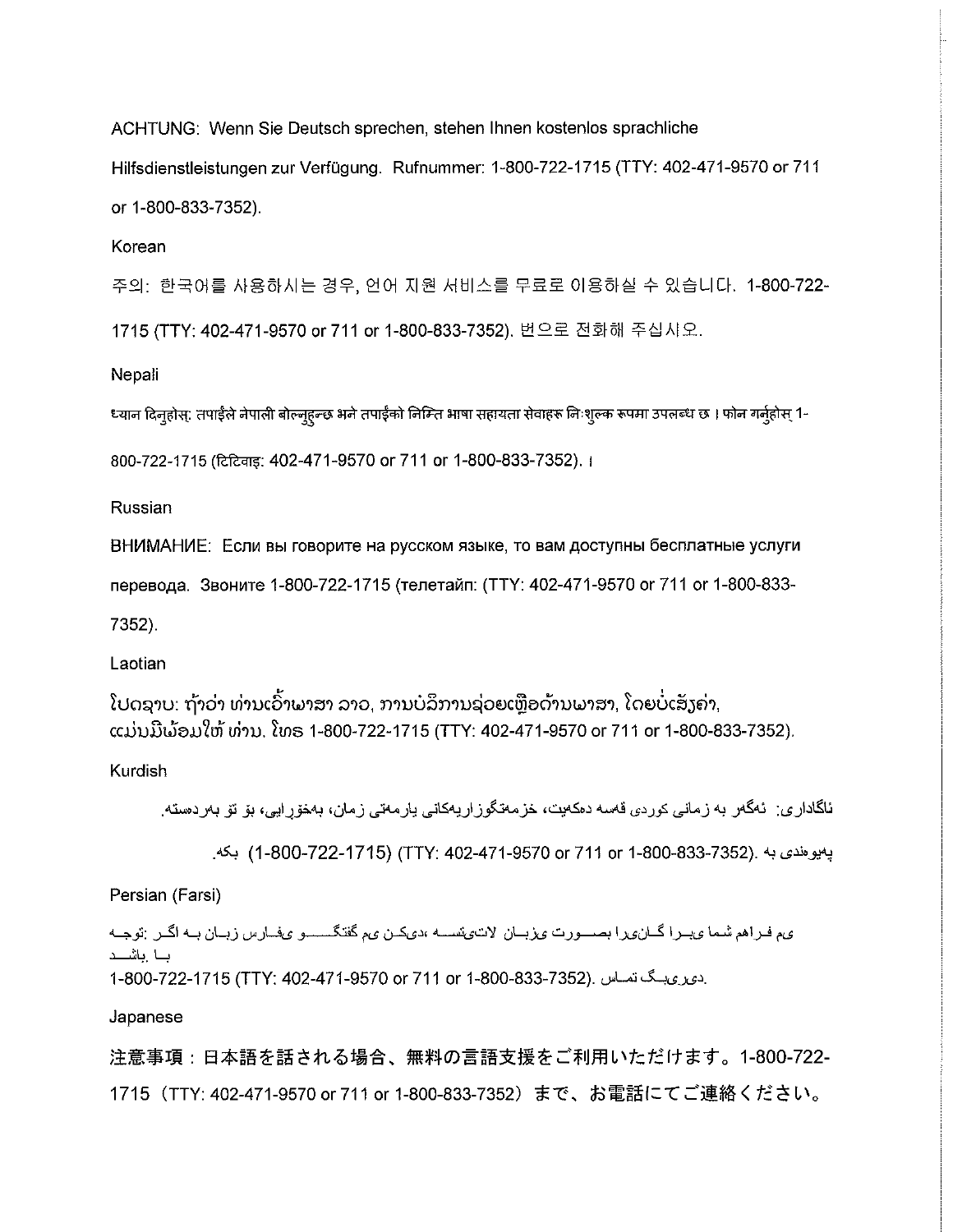ACHTUNG: Wenn Sie Deutsch sprechen, stehen Ihnen kostenlos sprachliche Hilfsdienstleistungen zur Verfügung. Rufnummer: 1-800-722-1715 (TTY: 402-471-9570 or 711 or 1-800-833-7352).

Korean

주의: 한국어를 사용하시는 경우, 언어 지원 서비스를 무료로 이용하실 수 있습니다. 1-800-722-1715 (TTY: 402-471-9570 or 711 or 1-800-833-7352). 번으로 전화해 주십시오.

Nepali

ध्यान दिनुहोस्: तपाईंले नेपाली बोल्नुहुन्छ भने तपाईंको निम्ति भाषा सहायता सेवाहरू निःशुल्क रूपमा उपलब्ध छ । फोन गर्नुहोस् 1-800-722-1715 (टिटिवाइ: 402-471-9570 or 711 or 1-800-833-7352). ।

Russian

ВНИМАНИЕ: Если вы говорите на русском языке, то вам доступны бесплатные услуги перевода. Звоните 1-800-722-1715 (телетайп: (TTY: 402-471-9570 or 711 or 1-800-833-7352).

Laotian

ໂປດຊາບ: ຖ້າວ່າ ທ່ານເວົ້າພາສາ ລາວ, ການບໍລິການຊ່ວຍເຫຼືອດ້ານພາສາ, ໂດຍບໍ່ເສັຽຄ່າ, ແມ່ນມີພ້ອມໃຫ້ທ່ານ. ໂທຣ 1-800-722-1715 (TTY: 402-471-9570 or 711 or 1-800-833-7352).

Kurdish

ئاگاداری: ئەگەر بە زمانی کوردی قسە دەکەیت، خزمەتگوزاریەکانی یارمەتی زمان، بەخۆرایی، بۆ تۆ بەردەستە.

پەیوەندی بە (1-800-722-1715) (TTY: 402-471-9570 or 711 or 1-800-833-7352). بکە.

Persian (Farsi)

توجه: اگر به زبان فارسی گفتگو می کنید، تسهیلات زبانی بصورت رایگان برای شما فراهم می باشد. با

1-800-722-1715 (TTY: 402-471-9570 or 711 or 1-800-833-7352). تماس بگیرید.

Japanese

注意事項：日本語を話される場合、無料の言語支援をご利用いただけます。1-800-722-1715（TTY: 402-471-9570 or 711 or 1-800-833-7352）まで、お電話にてご連絡ください。